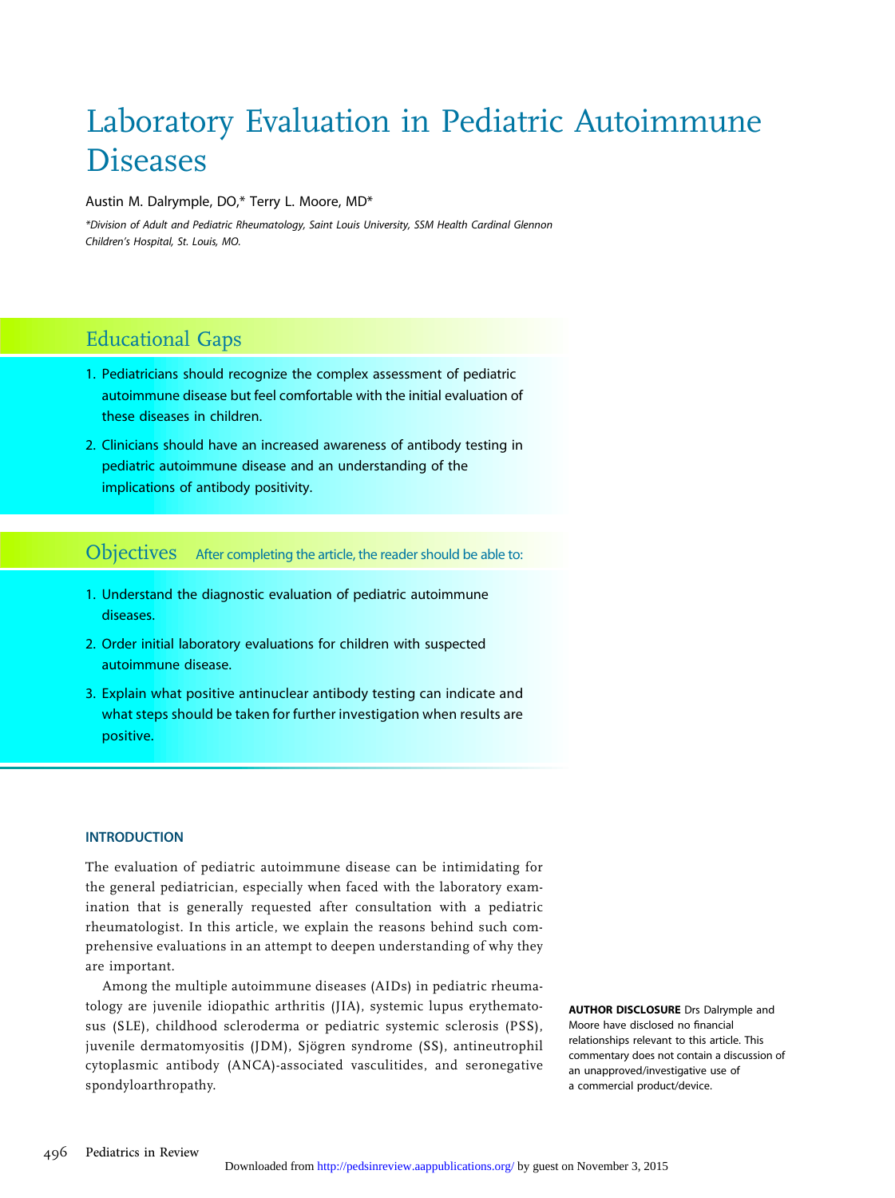# Laboratory Evaluation in Pediatric Autoimmune Diseases

Austin M. Dalrymple, DO,* Terry L. Moore, MD*

*Division of Adult and Pediatric Rheumatology, Saint Louis University, SSM Health Cardinal Glennon Children's Hospital, St. Louis, MO.

## Educational Gaps

1. Pediatricians should recognize the complex assessment of pediatric autoimmune disease but feel comfortable with the initial evaluation of these diseases in children.
2. Clinicians should have an increased awareness of antibody testing in pediatric autoimmune disease and an understanding of the implications of antibody positivity.

## Objectives

After completing the article, the reader should be able to:

1. Understand the diagnostic evaluation of pediatric autoimmune diseases.
2. Order initial laboratory evaluations for children with suspected autoimmune disease.
3. Explain what positive antinuclear antibody testing can indicate and what steps should be taken for further investigation when results are positive.

### INTRODUCTION

The evaluation of pediatric autoimmune disease can be intimidating for the general pediatrician, especially when faced with the laboratory examination that is generally requested after consultation with a pediatric rheumatologist. In this article, we explain the reasons behind such comprehensive evaluations in an attempt to deepen understanding of why they are important.

Among the multiple autoimmune diseases (AIDs) in pediatric rheumatology are juvenile idiopathic arthritis (JIA), systemic lupus erythematosus (SLE), childhood scleroderma or pediatric systemic sclerosis (PSS), juvenile dermatomyositis (JDM), Sjögren syndrome (SS), antineutrophil cytoplasmic antibody (ANCA)-associated vasculitides, and seronegative spondyloarthropathy.

**AUTHOR DISCLOSURE** Drs Dalrymple and Moore have disclosed no financial relationships relevant to this article. This commentary does not contain a discussion of an unapproved/investigative use of a commercial product/device.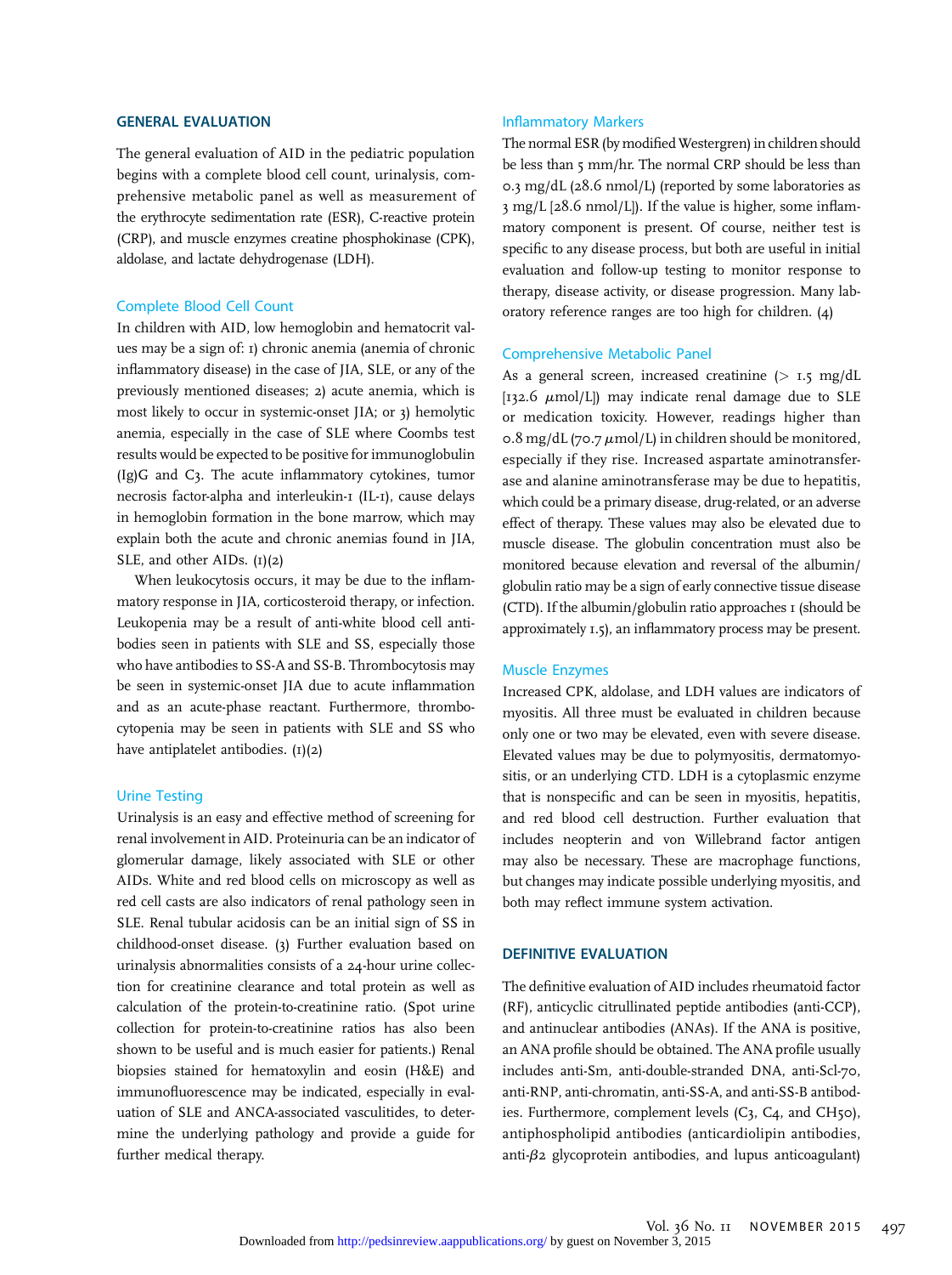## GENERAL EVALUATION

The general evaluation of AID in the pediatric population begins with a complete blood cell count, urinalysis, comprehensive metabolic panel as well as measurement of the erythrocyte sedimentation rate (ESR), C-reactive protein (CRP), and muscle enzymes creatine phosphokinase (CPK), aldolase, and lactate dehydrogenase (LDH).

### Complete Blood Cell Count

In children with AID, low hemoglobin and hematocrit values may be a sign of: 1) chronic anemia (anemia of chronic inflammatory disease) in the case of JIA, SLE, or any of the previously mentioned diseases; 2) acute anemia, which is most likely to occur in systemic-onset JIA; or 3) hemolytic anemia, especially in the case of SLE where Coombs test results would be expected to be positive for immunoglobulin (Ig)G and C3. The acute inflammatory cytokines, tumor necrosis factor-alpha and interleukin-1 (IL-1), cause delays in hemoglobin formation in the bone marrow, which may explain both the acute and chronic anemias found in JIA, SLE, and other AIDs. (1)(2)

When leukocytosis occurs, it may be due to the inflammatory response in JIA, corticosteroid therapy, or infection. Leukopenia may be a result of anti-white blood cell antibodies seen in patients with SLE and SS, especially those who have antibodies to SS-A and SS-B. Thrombocytosis may be seen in systemic-onset JIA due to acute inflammation and as an acute-phase reactant. Furthermore, thrombocytopenia may be seen in patients with SLE and SS who have antiplatelet antibodies. (1)(2)

### Urine Testing

Urinalysis is an easy and effective method of screening for renal involvement in AID. Proteinuria can be an indicator of glomerular damage, likely associated with SLE or other AIDs. White and red blood cells on microscopy as well as red cell casts are also indicators of renal pathology seen in SLE. Renal tubular acidosis can be an initial sign of SS in childhood-onset disease. (3) Further evaluation based on urinalysis abnormalities consists of a 24-hour urine collection for creatinine clearance and total protein as well as calculation of the protein-to-creatinine ratio. (Spot urine collection for protein-to-creatinine ratios has also been shown to be useful and is much easier for patients.) Renal biopsies stained for hematoxylin and eosin (H&E) and immunofluorescence may be indicated, especially in evaluation of SLE and ANCA-associated vasculitides, to determine the underlying pathology and provide a guide for further medical therapy.

### Inflammatory Markers

The normal ESR (by modified Westergren) in children should be less than 5 mm/hr. The normal CRP should be less than 0.3 mg/dL (28.6 nmol/L) (reported by some laboratories as 3 mg/L [28.6 nmol/L]). If the value is higher, some inflammatory component is present. Of course, neither test is specific to any disease process, but both are useful in initial evaluation and follow-up testing to monitor response to therapy, disease activity, or disease progression. Many laboratory reference ranges are too high for children. (4)

### Comprehensive Metabolic Panel

As a general screen, increased creatinine (> 1.5 mg/dL [132.6 $\mu$mol/L]) may indicate renal damage due to SLE or medication toxicity. However, readings higher than 0.8 mg/dL (70.7 $\mu$mol/L) in children should be monitored, especially if they rise. Increased aspartate aminotransferase and alanine aminotransferase may be due to hepatitis, which could be a primary disease, drug-related, or an adverse effect of therapy. These values may also be elevated due to muscle disease. The globulin concentration must also be monitored because elevation and reversal of the albumin/globulin ratio may be a sign of early connective tissue disease (CTD). If the albumin/globulin ratio approaches 1 (should be approximately 1.5), an inflammatory process may be present.

### Muscle Enzymes

Increased CPK, aldolase, and LDH values are indicators of myositis. All three must be evaluated in children because only one or two may be elevated, even with severe disease. Elevated values may be due to polymyositis, dermatomyositis, or an underlying CTD. LDH is a cytoplasmic enzyme that is nonspecific and can be seen in myositis, hepatitis, and red blood cell destruction. Further evaluation that includes neopterin and von Willebrand factor antigen may also be necessary. These are macrophage functions, but changes may indicate possible underlying myositis, and both may reflect immune system activation.

## DEFINITIVE EVALUATION

The definitive evaluation of AID includes rheumatoid factor (RF), anticyclic citrullinated peptide antibodies (anti-CCP), and antinuclear antibodies (ANAs). If the ANA is positive, an ANA profile should be obtained. The ANA profile usually includes anti-Sm, anti-double-stranded DNA, anti-Scl-70, anti-RNP, anti-chromatin, anti-SS-A, and anti-SS-B antibodies. Furthermore, complement levels (C3, C4, and CH50), antiphospholipid antibodies (anticardiolipin antibodies, anti-$\beta$2 glycoprotein antibodies, and lupus anticoagulant)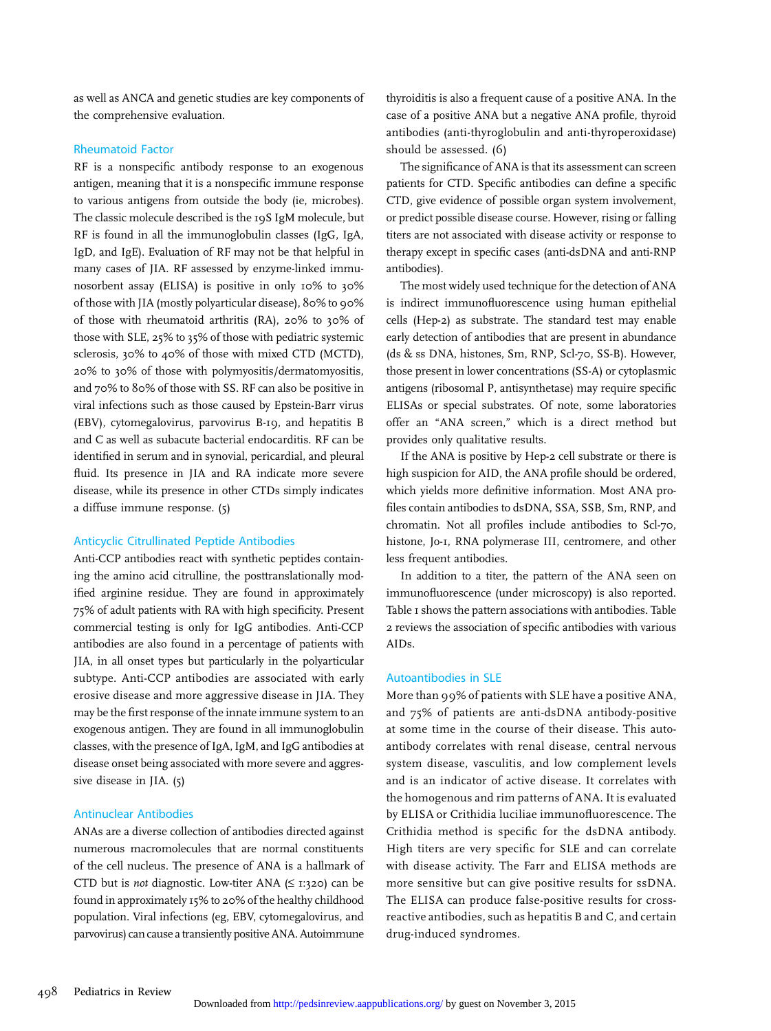as well as ANCA and genetic studies are key components of the comprehensive evaluation.

## Rheumatoid Factor

RF is a nonspecific antibody response to an exogenous antigen, meaning that it is a nonspecific immune response to various antigens from outside the body (ie, microbes). The classic molecule described is the 19S IgM molecule, but RF is found in all the immunoglobulin classes (IgG, IgA, IgD, and IgE). Evaluation of RF may not be that helpful in many cases of JIA. RF assessed by enzyme-linked immunosorbent assay (ELISA) is positive in only 10% to 30% of those with JIA (mostly polyarticular disease), 80% to 90% of those with rheumatoid arthritis (RA), 20% to 30% of those with SLE, 25% to 35% of those with pediatric systemic sclerosis, 30% to 40% of those with mixed CTD (MCTD), 20% to 30% of those with polymyositis/dermatomyositis, and 70% to 80% of those with SS. RF can also be positive in viral infections such as those caused by Epstein-Barr virus (EBV), cytomegalovirus, parvovirus B-19, and hepatitis B and C as well as subacute bacterial endocarditis. RF can be identified in serum and in synovial, pericardial, and pleural fluid. Its presence in JIA and RA indicate more severe disease, while its presence in other CTDs simply indicates a diffuse immune response. (5)

## Anticyclic Citrullinated Peptide Antibodies

Anti-CCP antibodies react with synthetic peptides containing the amino acid citrulline, the posttranslationally modified arginine residue. They are found in approximately 75% of adult patients with RA with high specificity. Present commercial testing is only for IgG antibodies. Anti-CCP antibodies are also found in a percentage of patients with JIA, in all onset types but particularly in the polyarticular subtype. Anti-CCP antibodies are associated with early erosive disease and more aggressive disease in JIA. They may be the first response of the innate immune system to an exogenous antigen. They are found in all immunoglobulin classes, with the presence of IgA, IgM, and IgG antibodies at disease onset being associated with more severe and aggressive disease in JIA. (5)

## Antinuclear Antibodies

ANAs are a diverse collection of antibodies directed against numerous macromolecules that are normal constituents of the cell nucleus. The presence of ANA is a hallmark of CTD but is *not* diagnostic. Low-titer ANA (≤ 1:320) can be found in approximately 15% to 20% of the healthy childhood population. Viral infections (eg, EBV, cytomegalovirus, and parvovirus) can cause a transiently positive ANA. Autoimmune thyroiditis is also a frequent cause of a positive ANA. In the case of a positive ANA but a negative ANA profile, thyroid antibodies (anti-thyroglobulin and anti-thyroperoxidase) should be assessed. (6)

The significance of ANA is that its assessment can screen patients for CTD. Specific antibodies can define a specific CTD, give evidence of possible organ system involvement, or predict possible disease course. However, rising or falling titers are not associated with disease activity or response to therapy except in specific cases (anti-dsDNA and anti-RNP antibodies).

The most widely used technique for the detection of ANA is indirect immunofluorescence using human epithelial cells (Hep-2) as substrate. The standard test may enable early detection of antibodies that are present in abundance (ds & ss DNA, histones, Sm, RNP, Scl-70, SS-B). However, those present in lower concentrations (SS-A) or cytoplasmic antigens (ribosomal P, antisynthetase) may require specific ELISAs or special substrates. Of note, some laboratories offer an "ANA screen," which is a direct method but provides only qualitative results.

If the ANA is positive by Hep-2 cell substrate or there is high suspicion for AID, the ANA profile should be ordered, which yields more definitive information. Most ANA profiles contain antibodies to dsDNA, SSA, SSB, Sm, RNP, and chromatin. Not all profiles include antibodies to Scl-70, histone, Jo-1, RNA polymerase III, centromere, and other less frequent antibodies.

In addition to a titer, the pattern of the ANA seen on immunofluorescence (under microscopy) is also reported. Table 1 shows the pattern associations with antibodies. Table 2 reviews the association of specific antibodies with various AIDs.

## Autoantibodies in SLE

More than 99% of patients with SLE have a positive ANA, and 75% of patients are anti-dsDNA antibody-positive at some time in the course of their disease. This autoantibody correlates with renal disease, central nervous system disease, vasculitis, and low complement levels and is an indicator of active disease. It correlates with the homogenous and rim patterns of ANA. It is evaluated by ELISA or Crithidia luciliae immunofluorescence. The Crithidia method is specific for the dsDNA antibody. High titers are very specific for SLE and can correlate with disease activity. The Farr and ELISA methods are more sensitive but can give positive results for ssDNA. The ELISA can produce false-positive results for cross-reactive antibodies, such as hepatitis B and C, and certain drug-induced syndromes.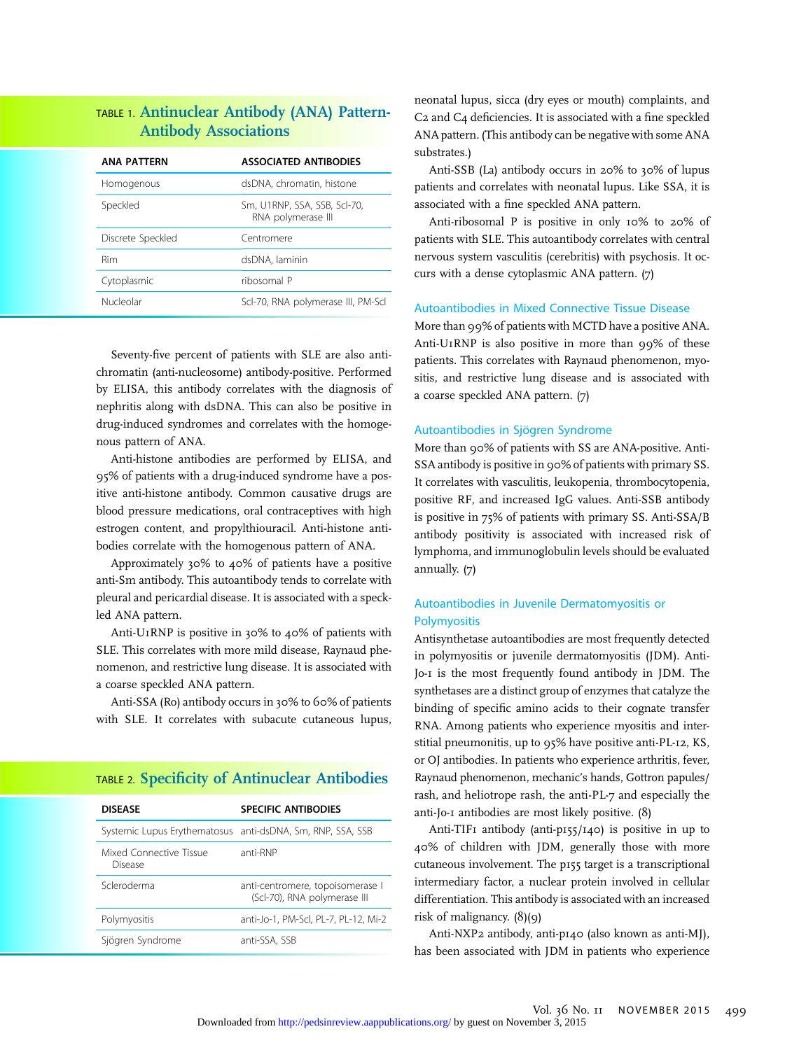**TABLE 1. Antinuclear Antibody (ANA) Pattern-Antibody Associations**

| ANA PATTERN | ASSOCIATED ANTIBODIES |
| --- | --- |
| Homogenous | dsDNA, chromatin, histone |
| Speckled | Sm, U1RNP, SSA, SSB, Scl-70, RNA polymerase III |
| Discrete Speckled | Centromere |
| Rim | dsDNA, laminin |
| Cytoplasmic | ribosomal P |
| Nucleolar | Scl-70, RNA polymerase III, PM-Scl |

Seventy-five percent of patients with SLE are also anti-chromatin (anti-nucleosome) antibody-positive. Performed by ELISA, this antibody correlates with the diagnosis of nephritis along with dsDNA. This can also be positive in drug-induced syndromes and correlates with the homogenous pattern of ANA.

Anti-histone antibodies are performed by ELISA, and 95% of patients with a drug-induced syndrome have a positive anti-histone antibody. Common causative drugs are blood pressure medications, oral contraceptives with high estrogen content, and propylthiouracil. Anti-histone antibodies correlate with the homogenous pattern of ANA.

Approximately 30% to 40% of patients have a positive anti-Sm antibody. This autoantibody tends to correlate with pleural and pericardial disease. It is associated with a speckled ANA pattern.

Anti-U1RNP is positive in 30% to 40% of patients with SLE. This correlates with more mild disease, Raynaud phenomenon, and restrictive lung disease. It is associated with a coarse speckled ANA pattern.

Anti-SSA (Ro) antibody occurs in 30% to 60% of patients with SLE. It correlates with subacute cutaneous lupus, neonatal lupus, sicca (dry eyes or mouth) complaints, and C2 and C4 deficiencies. It is associated with a fine speckled ANA pattern. (This antibody can be negative with some ANA substrates.)

**TABLE 2. Specificity of Antinuclear Antibodies**

| DISEASE | SPECIFIC ANTIBODIES |
| --- | --- |
| Systemic Lupus Erythematosus | anti-dsDNA, Sm, RNP, SSA, SSB |
| Mixed Connective Tissue Disease | anti-RNP |
| Scleroderma | anti-centromere, topoisomerase I (Scl-70), RNA polymerase III |
| Polymyositis | anti-Jo-1, PM-Scl, PL-7, PL-12, Mi-2 |
| Sjögren Syndrome | anti-SSA, SSB |

Anti-SSB (La) antibody occurs in 20% to 30% of lupus patients and correlates with neonatal lupus. Like SSA, it is associated with a fine speckled ANA pattern.

Anti-ribosomal P is positive in only 10% to 20% of patients with SLE. This autoantibody correlates with central nervous system vasculitis (cerebritis) with psychosis. It occurs with a dense cytoplasmic ANA pattern. (7)

### Autoantibodies in Mixed Connective Tissue Disease

More than 99% of patients with MCTD have a positive ANA. Anti-U1RNP is also positive in more than 99% of these patients. This correlates with Raynaud phenomenon, myositis, and restrictive lung disease and is associated with a coarse speckled ANA pattern. (7)

### Autoantibodies in Sjögren Syndrome

More than 90% of patients with SS are ANA-positive. Anti-SSA antibody is positive in 90% of patients with primary SS. It correlates with vasculitis, leukopenia, thrombocytopenia, positive RF, and increased IgG values. Anti-SSB antibody is positive in 75% of patients with primary SS. Anti-SSA/B antibody positivity is associated with increased risk of lymphoma, and immunoglobulin levels should be evaluated annually. (7)

### Autoantibodies in Juvenile Dermatomyositis or Polymyositis

Antisynthetase autoantibodies are most frequently detected in polymyositis or juvenile dermatomyositis (JDM). Anti-Jo-1 is the most frequently found antibody in JDM. The synthetases are a distinct group of enzymes that catalyze the binding of specific amino acids to their cognate transfer RNA. Among patients who experience myositis and interstitial pneumonitis, up to 95% have positive anti-PL-12, KS, or OJ antibodies. In patients who experience arthritis, fever, Raynaud phenomenon, mechanic's hands, Gottron papules/rash, and heliotrope rash, the anti-PL-7 and especially the anti-Jo-1 antibodies are most likely positive. (8)

Anti-TIF1 antibody (anti-p155/140) is positive in up to 40% of children with JDM, generally those with more cutaneous involvement. The p155 target is a transcriptional intermediary factor, a nuclear protein involved in cellular differentiation. This antibody is associated with an increased risk of malignancy. (8)(9)

Anti-NXP2 antibody, anti-p140 (also known as anti-MJ), has been associated with JDM in patients who experience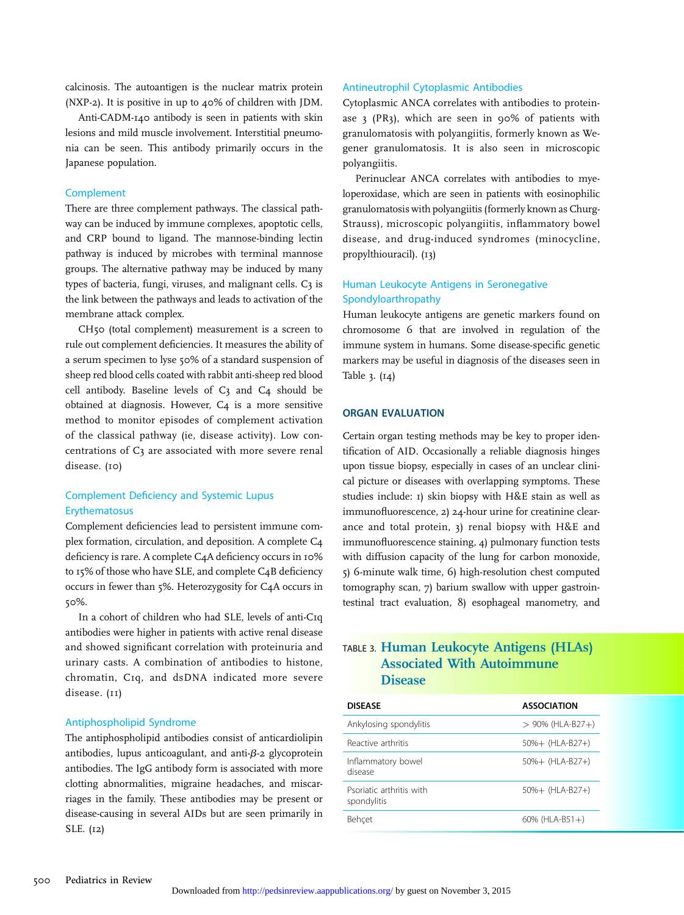calcinosis. The autoantigen is the nuclear matrix protein (NXP-2). It is positive in up to 40% of children with JDM.

Anti-CADM-140 antibody is seen in patients with skin lesions and mild muscle involvement. Interstitial pneumonia can be seen. This antibody primarily occurs in the Japanese population.

### Complement

There are three complement pathways. The classical pathway can be induced by immune complexes, apoptotic cells, and CRP bound to ligand. The mannose-binding lectin pathway is induced by microbes with terminal mannose groups. The alternative pathway may be induced by many types of bacteria, fungi, viruses, and malignant cells. C3 is the link between the pathways and leads to activation of the membrane attack complex.

CH50 (total complement) measurement is a screen to rule out complement deficiencies. It measures the ability of a serum specimen to lyse 50% of a standard suspension of sheep red blood cells coated with rabbit anti-sheep red blood cell antibody. Baseline levels of C3 and C4 should be obtained at diagnosis. However, C4 is a more sensitive method to monitor episodes of complement activation of the classical pathway (ie, disease activity). Low concentrations of C3 are associated with more severe renal disease. (10)

### Complement Deficiency and Systemic Lupus Erythematosus

Complement deficiencies lead to persistent immune complex formation, circulation, and deposition. A complete C4 deficiency is rare. A complete C4A deficiency occurs in 10% to 15% of those who have SLE, and complete C4B deficiency occurs in fewer than 5%. Heterozygosity for C4A occurs in 50%.

In a cohort of children who had SLE, levels of anti-C1q antibodies were higher in patients with active renal disease and showed significant correlation with proteinuria and urinary casts. A combination of antibodies to histone, chromatin, C1q, and dsDNA indicated more severe disease. (11)

### Antiphospholipid Syndrome

The antiphospholipid antibodies consist of anticardiolipin antibodies, lupus anticoagulant, and anti-$\beta$-2 glycoprotein antibodies. The IgG antibody form is associated with more clotting abnormalities, migraine headaches, and miscarriages in the family. These antibodies may be present or disease-causing in several AIDs but are seen primarily in SLE. (12)

### Antineutrophil Cytoplasmic Antibodies

Cytoplasmic ANCA correlates with antibodies to proteinase 3 (PR3), which are seen in 90% of patients with granulomatosis with polyangiitis, formerly known as Wegener granulomatosis. It is also seen in microscopic polyangiitis.

Perinuclear ANCA correlates with antibodies to myeloperoxidase, which are seen in patients with eosinophilic granulomatosis with polyangiitis (formerly known as Churg-Strauss), microscopic polyangiitis, inflammatory bowel disease, and drug-induced syndromes (minocycline, propylthiouracil). (13)

### Human Leukocyte Antigens in Seronegative Spondyloarthropathy

Human leukocyte antigens are genetic markers found on chromosome 6 that are involved in regulation of the immune system in humans. Some disease-specific genetic markers may be useful in diagnosis of the diseases seen in Table 3. (14)

## ORGAN EVALUATION

Certain organ testing methods may be key to proper identification of AID. Occasionally a reliable diagnosis hinges upon tissue biopsy, especially in cases of an unclear clinical picture or diseases with overlapping symptoms. These studies include: 1) skin biopsy with H&E stain as well as immunofluorescence, 2) 24-hour urine for creatinine clearance and total protein, 3) renal biopsy with H&E and immunofluorescence staining, 4) pulmonary function tests with diffusion capacity of the lung for carbon monoxide, 5) 6-minute walk time, 6) high-resolution chest computed tomography scan, 7) barium swallow with upper gastrointestinal tract evaluation, 8) esophageal manometry, and

**TABLE 3. Human Leukocyte Antigens (HLAs) Associated With Autoimmune Disease**

| DISEASE | ASSOCIATION |
|---|---|
| Ankylosing spondylitis | > 90% (HLA-B27+) |
| Reactive arthritis | 50%+ (HLA-B27+) |
| Inflammatory bowel disease | 50%+ (HLA-B27+) |
| Psoriatic arthritis with spondylitis | 50%+ (HLA-B27+) |
| Behçet | 60% (HLA-B51+) |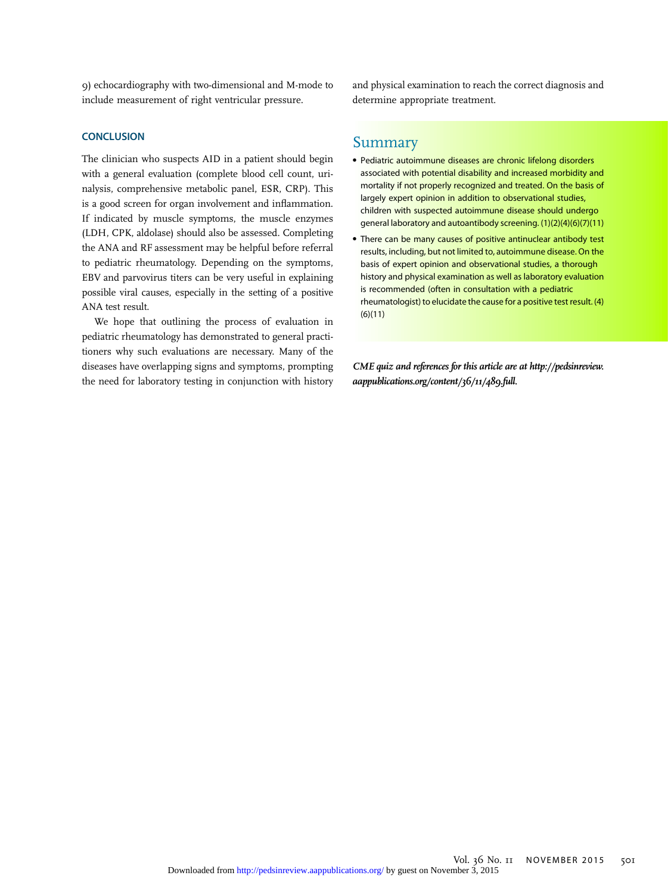9) echocardiography with two-dimensional and M-mode to include measurement of right ventricular pressure.

## CONCLUSION

The clinician who suspects AID in a patient should begin with a general evaluation (complete blood cell count, urinalysis, comprehensive metabolic panel, ESR, CRP). This is a good screen for organ involvement and inflammation. If indicated by muscle symptoms, the muscle enzymes (LDH, CPK, aldolase) should also be assessed. Completing the ANA and RF assessment may be helpful before referral to pediatric rheumatology. Depending on the symptoms, EBV and parvovirus titers can be very useful in explaining possible viral causes, especially in the setting of a positive ANA test result.

We hope that outlining the process of evaluation in pediatric rheumatology has demonstrated to general practitioners why such evaluations are necessary. Many of the diseases have overlapping signs and symptoms, prompting the need for laboratory testing in conjunction with history and physical examination to reach the correct diagnosis and determine appropriate treatment.

## Summary

- Pediatric autoimmune diseases are chronic lifelong disorders associated with potential disability and increased morbidity and mortality if not properly recognized and treated. On the basis of largely expert opinion in addition to observational studies, children with suspected autoimmune disease should undergo general laboratory and autoantibody screening. (1)(2)(4)(6)(7)(11)
- There can be many causes of positive antinuclear antibody test results, including, but not limited to, autoimmune disease. On the basis of expert opinion and observational studies, a thorough history and physical examination as well as laboratory evaluation is recommended (often in consultation with a pediatric rheumatologist) to elucidate the cause for a positive test result. (4)(6)(11)

***CME quiz and references for this article are at http://pedsinreview.aappublications.org/content/36/11/489.full.***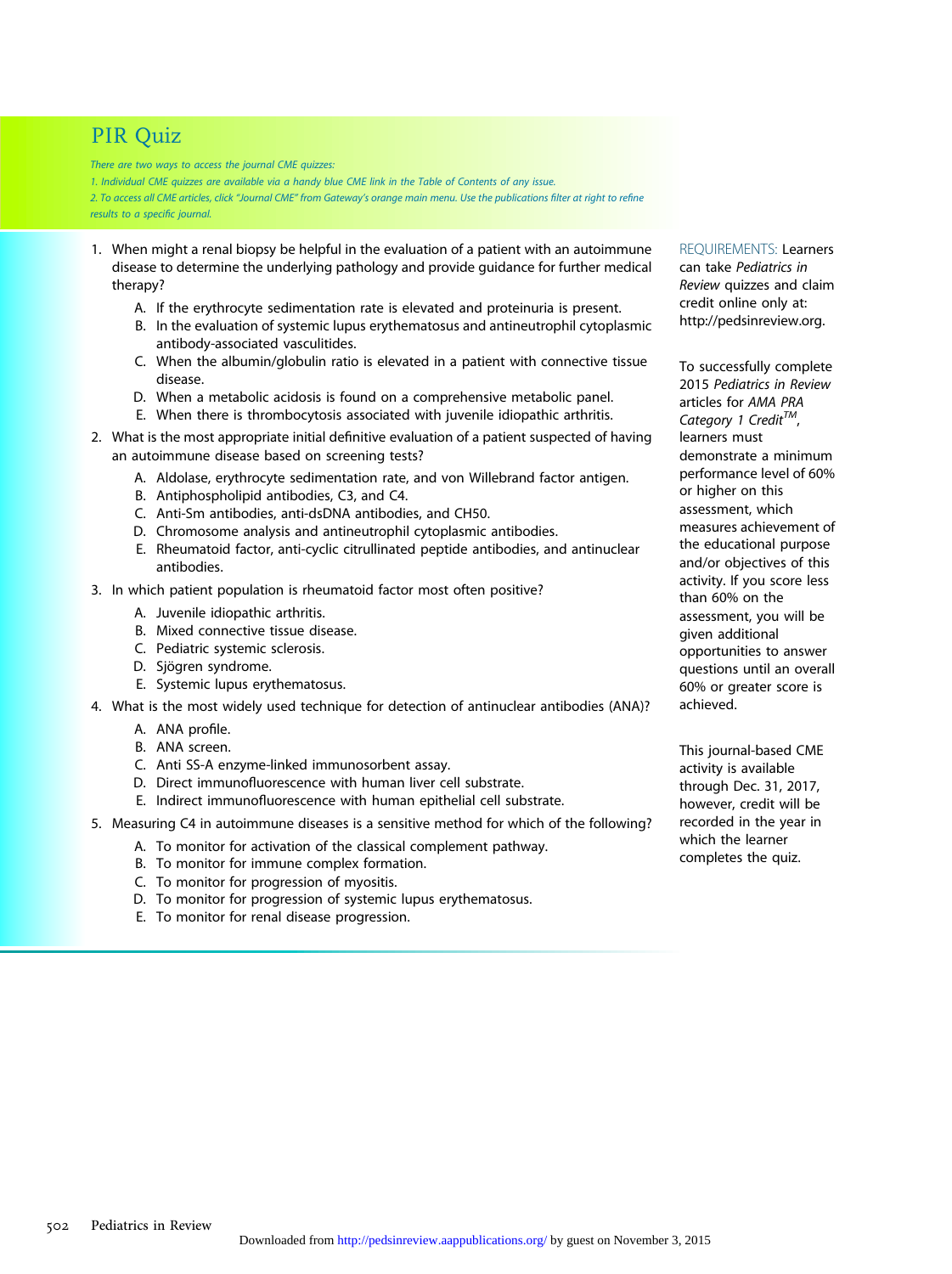# PIR Quiz

*There are two ways to access the journal CME quizzes:*

*1. Individual CME quizzes are available via a handy blue CME link in the Table of Contents of any issue.*

*2. To access all CME articles, click "Journal CME" from Gateway's orange main menu. Use the publications filter at right to refine results to a specific journal.*

1. When might a renal biopsy be helpful in the evaluation of a patient with an autoimmune disease to determine the underlying pathology and provide guidance for further medical therapy?
   - A. If the erythrocyte sedimentation rate is elevated and proteinuria is present.
   - B. In the evaluation of systemic lupus erythematosus and antineutrophil cytoplasmic antibody-associated vasculitides.
   - C. When the albumin/globulin ratio is elevated in a patient with connective tissue disease.
   - D. When a metabolic acidosis is found on a comprehensive metabolic panel.
   - E. When there is thrombocytosis associated with juvenile idiopathic arthritis.
2. What is the most appropriate initial definitive evaluation of a patient suspected of having an autoimmune disease based on screening tests?
   - A. Aldolase, erythrocyte sedimentation rate, and von Willebrand factor antigen.
   - B. Antiphospholipid antibodies, C3, and C4.
   - C. Anti-Sm antibodies, anti-dsDNA antibodies, and CH50.
   - D. Chromosome analysis and antineutrophil cytoplasmic antibodies.
   - E. Rheumatoid factor, anti-cyclic citrullinated peptide antibodies, and antinuclear antibodies.
3. In which patient population is rheumatoid factor most often positive?
   - A. Juvenile idiopathic arthritis.
   - B. Mixed connective tissue disease.
   - C. Pediatric systemic sclerosis.
   - D. Sjögren syndrome.
   - E. Systemic lupus erythematosus.
4. What is the most widely used technique for detection of antinuclear antibodies (ANA)?
   - A. ANA profile.
   - B. ANA screen.
   - C. Anti SS-A enzyme-linked immunosorbent assay.
   - D. Direct immunofluorescence with human liver cell substrate.
   - E. Indirect immunofluorescence with human epithelial cell substrate.
5. Measuring C4 in autoimmune diseases is a sensitive method for which of the following?
   - A. To monitor for activation of the classical complement pathway.
   - B. To monitor for immune complex formation.
   - C. To monitor for progression of myositis.
   - D. To monitor for progression of systemic lupus erythematosus.
   - E. To monitor for renal disease progression.

REQUIREMENTS: Learners can take *Pediatrics in Review* quizzes and claim credit online only at: http://pedsinreview.org.

To successfully complete 2015 *Pediatrics in Review* articles for *AMA PRA Category 1 Credit*™, learners must demonstrate a minimum performance level of 60% or higher on this assessment, which measures achievement of the educational purpose and/or objectives of this activity. If you score less than 60% on the assessment, you will be given additional opportunities to answer questions until an overall 60% or greater score is achieved.

This journal-based CME activity is available through Dec. 31, 2017, however, credit will be recorded in the year in which the learner completes the quiz.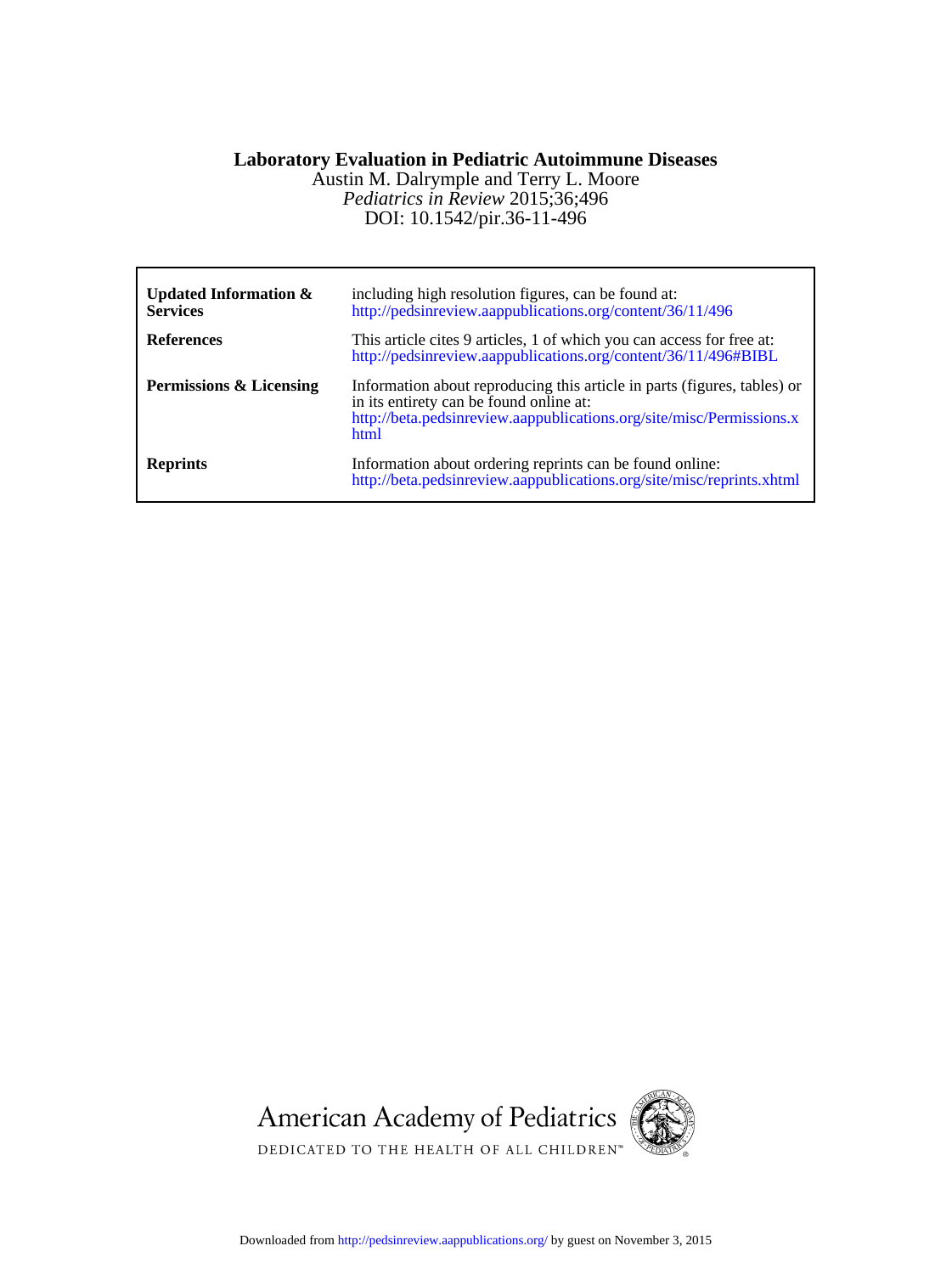**Laboratory Evaluation in Pediatric Autoimmune Diseases**

Austin M. Dalrymple and Terry L. Moore

*Pediatrics in Review* 2015;36;496

DOI: 10.1542/pir.36-11-496

| | |
|---|---|
| **Updated Information & Services** | including high resolution figures, can be found at: http://pedsinreview.aappublications.org/content/36/11/496 |
| **References** | This article cites 9 articles, 1 of which you can access for free at: http://pedsinreview.aappublications.org/content/36/11/496#BIBL |
| **Permissions & Licensing** | Information about reproducing this article in parts (figures, tables) or in its entirety can be found online at: http://beta.pedsinreview.aappublications.org/site/misc/Permissions.xhtml |
| **Reprints** | Information about ordering reprints can be found online: http://beta.pedsinreview.aappublications.org/site/misc/reprints.xhtml |

American Academy of Pediatrics

DEDICATED TO THE HEALTH OF ALL CHILDREN™

Downloaded from http://pedsinreview.aappublications.org/ by guest on November 3, 2015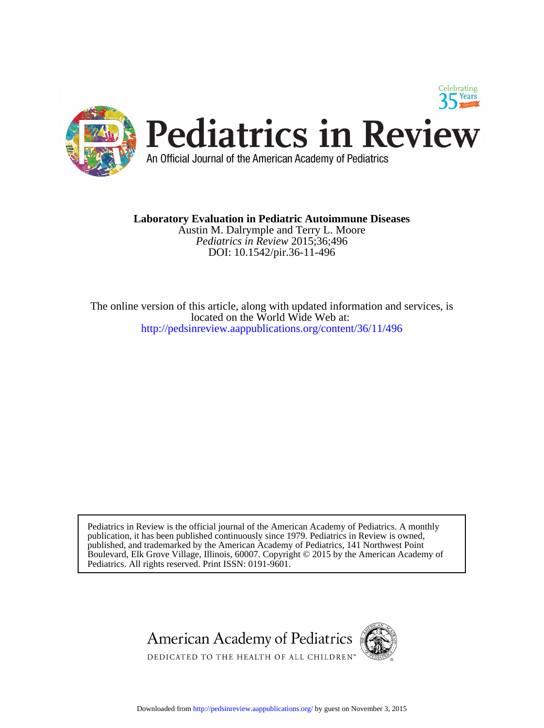# Pediatrics in Review

An Official Journal of the American Academy of Pediatrics

**Laboratory Evaluation in Pediatric Autoimmune Diseases**

Austin M. Dalrymple and Terry L. Moore

*Pediatrics in Review* 2015;36;496

DOI: 10.1542/pir.36-11-496

The online version of this article, along with updated information and services, is located on the World Wide Web at:

http://pedsinreview.aappublications.org/content/36/11/496

Pediatrics in Review is the official journal of the American Academy of Pediatrics. A monthly publication, it has been published continuously since 1979. Pediatrics in Review is owned, published, and trademarked by the American Academy of Pediatrics, 141 Northwest Point Boulevard, Elk Grove Village, Illinois, 60007. Copyright © 2015 by the American Academy of Pediatrics. All rights reserved. Print ISSN: 0191-9601.

American Academy of Pediatrics

DEDICATED TO THE HEALTH OF ALL CHILDREN™

Downloaded from http://pedsinreview.aappublications.org/ by guest on November 3, 2015